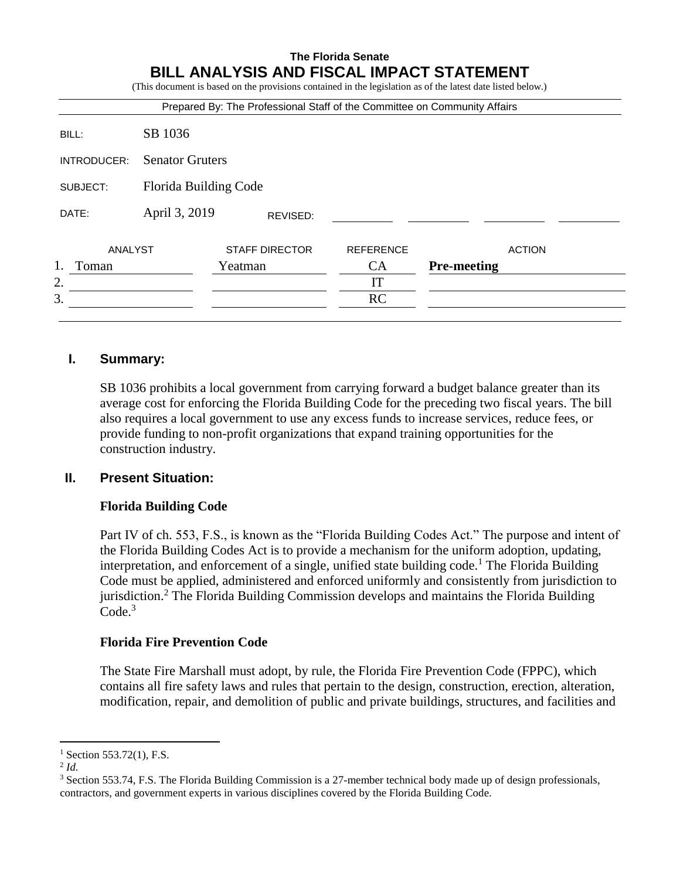**The Florida Senate**

# BILL ANALYSIS AND FISCAL IMPACT STATEMENT

(This document is based on the provisions contained in the legislation as of the latest date listed below.)

Prepared By: The Professional Staff of the Committee on Community Affairs

| | |
|---|---|
| BILL: | SB 1036 |
| INTRODUCER: | Senator Gruters |
| SUBJECT: | Florida Building Code |
| DATE: | April 3, 2019 REVISED: |

| ANALYST | STAFF DIRECTOR | REFERENCE | ACTION |
|---|---|---|---|
| 1. Toman | Yeatman | CA | **Pre-meeting** |
| 2. | | IT | |
| 3. | | RC | |

## I. Summary:

SB 1036 prohibits a local government from carrying forward a budget balance greater than its average cost for enforcing the Florida Building Code for the preceding two fiscal years. The bill also requires a local government to use any excess funds to increase services, reduce fees, or provide funding to non-profit organizations that expand training opportunities for the construction industry.

## II. Present Situation:

### Florida Building Code

Part IV of ch. 553, F.S., is known as the "Florida Building Codes Act." The purpose and intent of the Florida Building Codes Act is to provide a mechanism for the uniform adoption, updating, interpretation, and enforcement of a single, unified state building code.[1] The Florida Building Code must be applied, administered and enforced uniformly and consistently from jurisdiction to jurisdiction.[2] The Florida Building Commission develops and maintains the Florida Building Code.[3]

### Florida Fire Prevention Code

The State Fire Marshall must adopt, by rule, the Florida Fire Prevention Code (FPPC), which contains all fire safety laws and rules that pertain to the design, construction, erection, alteration, modification, repair, and demolition of public and private buildings, structures, and facilities and

---

[1] Section 553.72(1), F.S.

[2] *Id.*

[3] Section 553.74, F.S. The Florida Building Commission is a 27-member technical body made up of design professionals, contractors, and government experts in various disciplines covered by the Florida Building Code.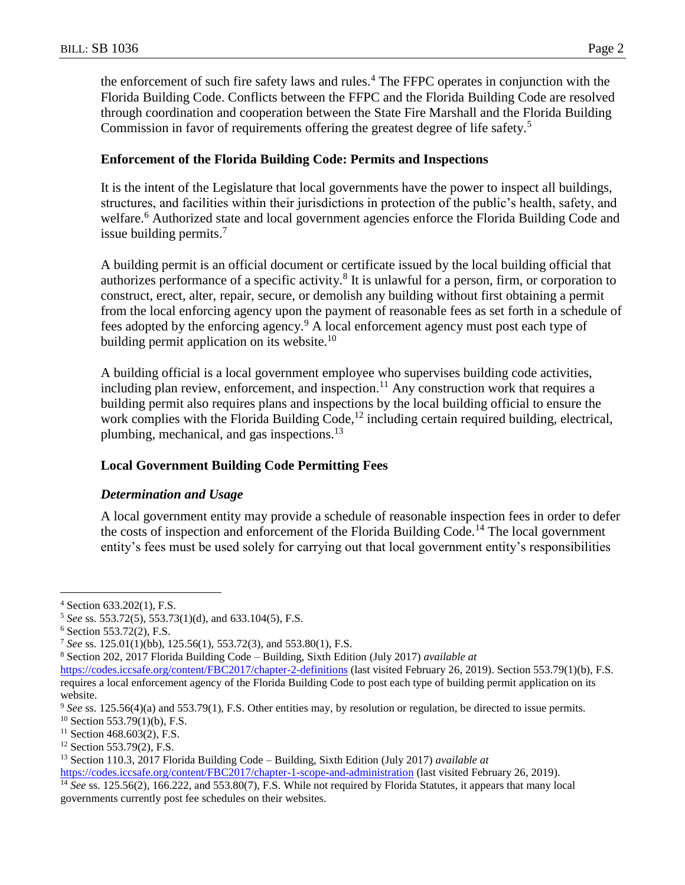the enforcement of such fire safety laws and rules.[4] The FFPC operates in conjunction with the Florida Building Code. Conflicts between the FFPC and the Florida Building Code are resolved through coordination and cooperation between the State Fire Marshall and the Florida Building Commission in favor of requirements offering the greatest degree of life safety.[5]

### Enforcement of the Florida Building Code: Permits and Inspections

It is the intent of the Legislature that local governments have the power to inspect all buildings, structures, and facilities within their jurisdictions in protection of the public's health, safety, and welfare.[6] Authorized state and local government agencies enforce the Florida Building Code and issue building permits.[7]

A building permit is an official document or certificate issued by the local building official that authorizes performance of a specific activity.[8] It is unlawful for a person, firm, or corporation to construct, erect, alter, repair, secure, or demolish any building without first obtaining a permit from the local enforcing agency upon the payment of reasonable fees as set forth in a schedule of fees adopted by the enforcing agency.[9] A local enforcement agency must post each type of building permit application on its website.[10]

A building official is a local government employee who supervises building code activities, including plan review, enforcement, and inspection.[11] Any construction work that requires a building permit also requires plans and inspections by the local building official to ensure the work complies with the Florida Building Code,[12] including certain required building, electrical, plumbing, mechanical, and gas inspections.[13]

### Local Government Building Code Permitting Fees

#### *Determination and Usage*

A local government entity may provide a schedule of reasonable inspection fees in order to defer the costs of inspection and enforcement of the Florida Building Code.[14] The local government entity's fees must be used solely for carrying out that local government entity's responsibilities

---

[4] Section 633.202(1), F.S.

[5] *See* ss. 553.72(5), 553.73(1)(d), and 633.104(5), F.S.

[6] Section 553.72(2), F.S.

[7] *See* ss. 125.01(1)(bb), 125.56(1), 553.72(3), and 553.80(1), F.S.

[8] Section 202, 2017 Florida Building Code – Building, Sixth Edition (July 2017) *available at* https://codes.iccsafe.org/content/FBC2017/chapter-2-definitions (last visited February 26, 2019). Section 553.79(1)(b), F.S. requires a local enforcement agency of the Florida Building Code to post each type of building permit application on its website.

[9] *See* ss. 125.56(4)(a) and 553.79(1), F.S. Other entities may, by resolution or regulation, be directed to issue permits.

[10] Section 553.79(1)(b), F.S.

[11] Section 468.603(2), F.S.

[12] Section 553.79(2), F.S.

[13] Section 110.3, 2017 Florida Building Code – Building, Sixth Edition (July 2017) *available at* https://codes.iccsafe.org/content/FBC2017/chapter-1-scope-and-administration (last visited February 26, 2019).

[14] *See* ss. 125.56(2), 166.222, and 553.80(7), F.S. While not required by Florida Statutes, it appears that many local governments currently post fee schedules on their websites.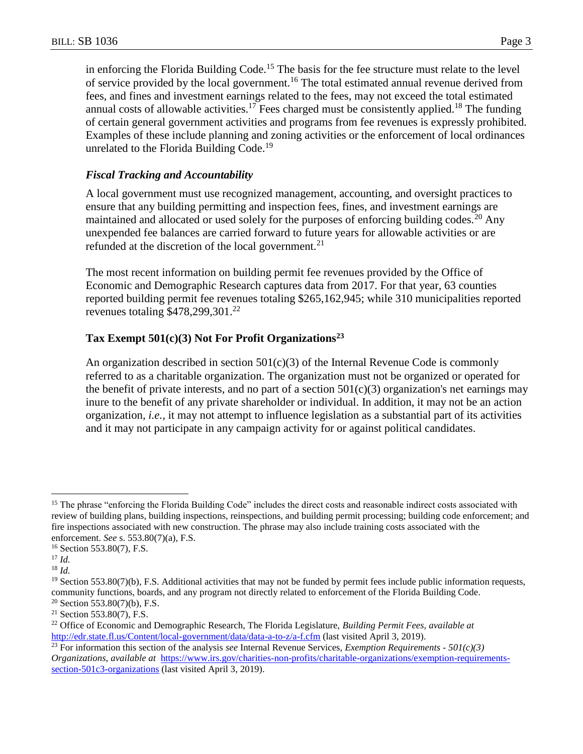in enforcing the Florida Building Code.[15] The basis for the fee structure must relate to the level of service provided by the local government.[16] The total estimated annual revenue derived from fees, and fines and investment earnings related to the fees, may not exceed the total estimated annual costs of allowable activities.[17] Fees charged must be consistently applied.[18] The funding of certain general government activities and programs from fee revenues is expressly prohibited. Examples of these include planning and zoning activities or the enforcement of local ordinances unrelated to the Florida Building Code.[19]

### *Fiscal Tracking and Accountability*

A local government must use recognized management, accounting, and oversight practices to ensure that any building permitting and inspection fees, fines, and investment earnings are maintained and allocated or used solely for the purposes of enforcing building codes.[20] Any unexpended fee balances are carried forward to future years for allowable activities or are refunded at the discretion of the local government.[21]

The most recent information on building permit fee revenues provided by the Office of Economic and Demographic Research captures data from 2017. For that year, 63 counties reported building permit fee revenues totaling $265,162,945; while 310 municipalities reported revenues totaling $478,299,301.[22]

### **Tax Exempt 501(c)(3) Not For Profit Organizations[23]**

An organization described in section 501(c)(3) of the Internal Revenue Code is commonly referred to as a charitable organization. The organization must not be organized or operated for the benefit of private interests, and no part of a section 501(c)(3) organization's net earnings may inure to the benefit of any private shareholder or individual. In addition, it may not be an action organization, *i.e.*, it may not attempt to influence legislation as a substantial part of its activities and it may not participate in any campaign activity for or against political candidates.

---

[15] The phrase "enforcing the Florida Building Code" includes the direct costs and reasonable indirect costs associated with review of building plans, building inspections, reinspections, and building permit processing; building code enforcement; and fire inspections associated with new construction. The phrase may also include training costs associated with the enforcement. *See* s. 553.80(7)(a), F.S.

[16] Section 553.80(7), F.S.

[17] *Id.*

[18] *Id.*

[19] Section 553.80(7)(b), F.S. Additional activities that may not be funded by permit fees include public information requests, community functions, boards, and any program not directly related to enforcement of the Florida Building Code.

[20] Section 553.80(7)(b), F.S.

[21] Section 553.80(7), F.S.

[22] Office of Economic and Demographic Research, The Florida Legislature, *Building Permit Fees, available at* http://edr.state.fl.us/Content/local-government/data/data-a-to-z/a-f.cfm (last visited April 3, 2019).

[23] For information this section of the analysis *see* Internal Revenue Services, *Exemption Requirements - 501(c)(3) Organizations*, *available at* https://www.irs.gov/charities-non-profits/charitable-organizations/exemption-requirements-section-501c3-organizations (last visited April 3, 2019).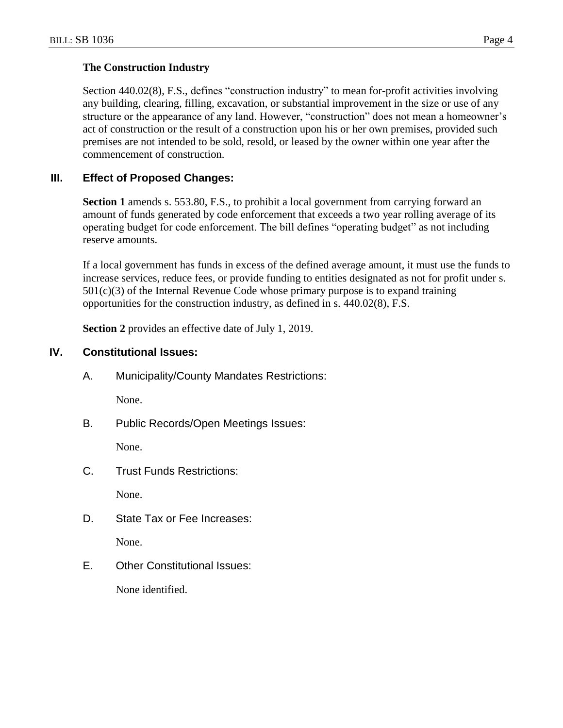### The Construction Industry

Section 440.02(8), F.S., defines "construction industry" to mean for-profit activities involving any building, clearing, filling, excavation, or substantial improvement in the size or use of any structure or the appearance of any land. However, "construction" does not mean a homeowner's act of construction or the result of a construction upon his or her own premises, provided such premises are not intended to be sold, resold, or leased by the owner within one year after the commencement of construction.

## III. Effect of Proposed Changes:

**Section 1** amends s. 553.80, F.S., to prohibit a local government from carrying forward an amount of funds generated by code enforcement that exceeds a two year rolling average of its operating budget for code enforcement. The bill defines "operating budget" as not including reserve amounts.

If a local government has funds in excess of the defined average amount, it must use the funds to increase services, reduce fees, or provide funding to entities designated as not for profit under s. 501(c)(3) of the Internal Revenue Code whose primary purpose is to expand training opportunities for the construction industry, as defined in s. 440.02(8), F.S.

**Section 2** provides an effective date of July 1, 2019.

## IV. Constitutional Issues:

A. Municipality/County Mandates Restrictions:

None.

B. Public Records/Open Meetings Issues:

None.

C. Trust Funds Restrictions:

None.

D. State Tax or Fee Increases:

None.

E. Other Constitutional Issues:

None identified.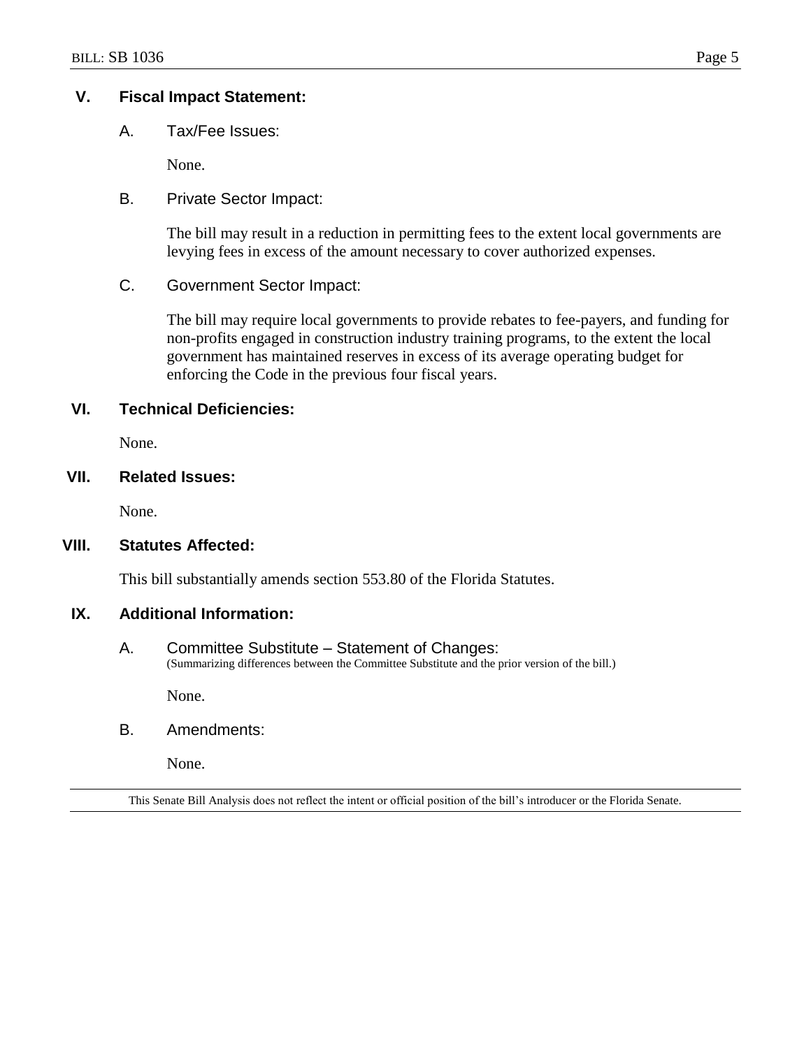## V. Fiscal Impact Statement:

### A. Tax/Fee Issues:

None.

### B. Private Sector Impact:

The bill may result in a reduction in permitting fees to the extent local governments are levying fees in excess of the amount necessary to cover authorized expenses.

### C. Government Sector Impact:

The bill may require local governments to provide rebates to fee-payers, and funding for non-profits engaged in construction industry training programs, to the extent the local government has maintained reserves in excess of its average operating budget for enforcing the Code in the previous four fiscal years.

## VI. Technical Deficiencies:

None.

## VII. Related Issues:

None.

## VIII. Statutes Affected:

This bill substantially amends section 553.80 of the Florida Statutes.

## IX. Additional Information:

### A. Committee Substitute – Statement of Changes:

(Summarizing differences between the Committee Substitute and the prior version of the bill.)

None.

### B. Amendments:

None.

This Senate Bill Analysis does not reflect the intent or official position of the bill's introducer or the Florida Senate.